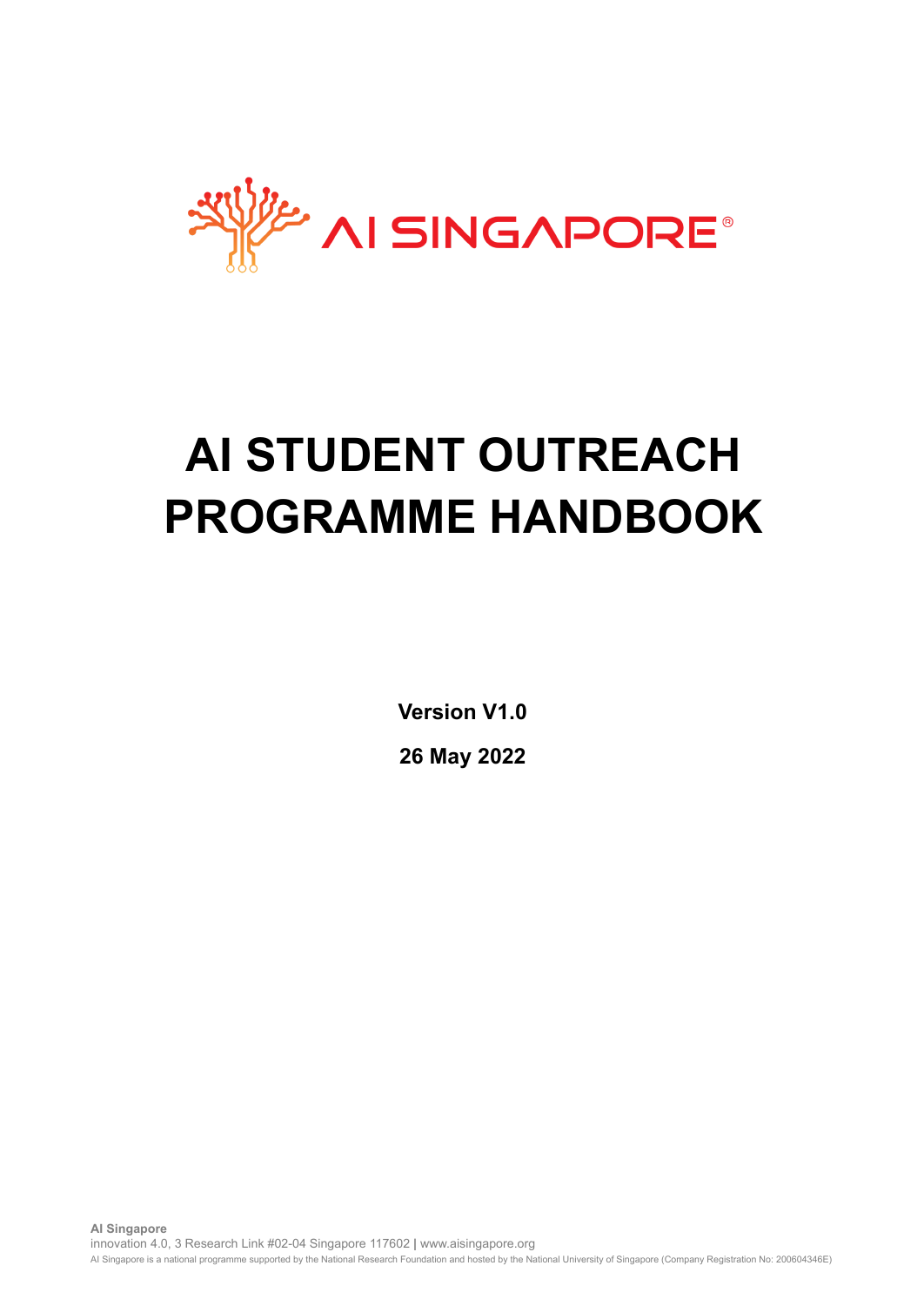# AI STUDENT OUTREACH PROGRAMME HANDBOOK

**Version V1.0**

**26 May 2022**

**AI Singapore**
innovation 4.0, 3 Research Link #02-04 Singapore 117602 | www.aisingapore.org
AI Singapore is a national programme supported by the National Research Foundation and hosted by the National University of Singapore (Company Registration No: 200604346E)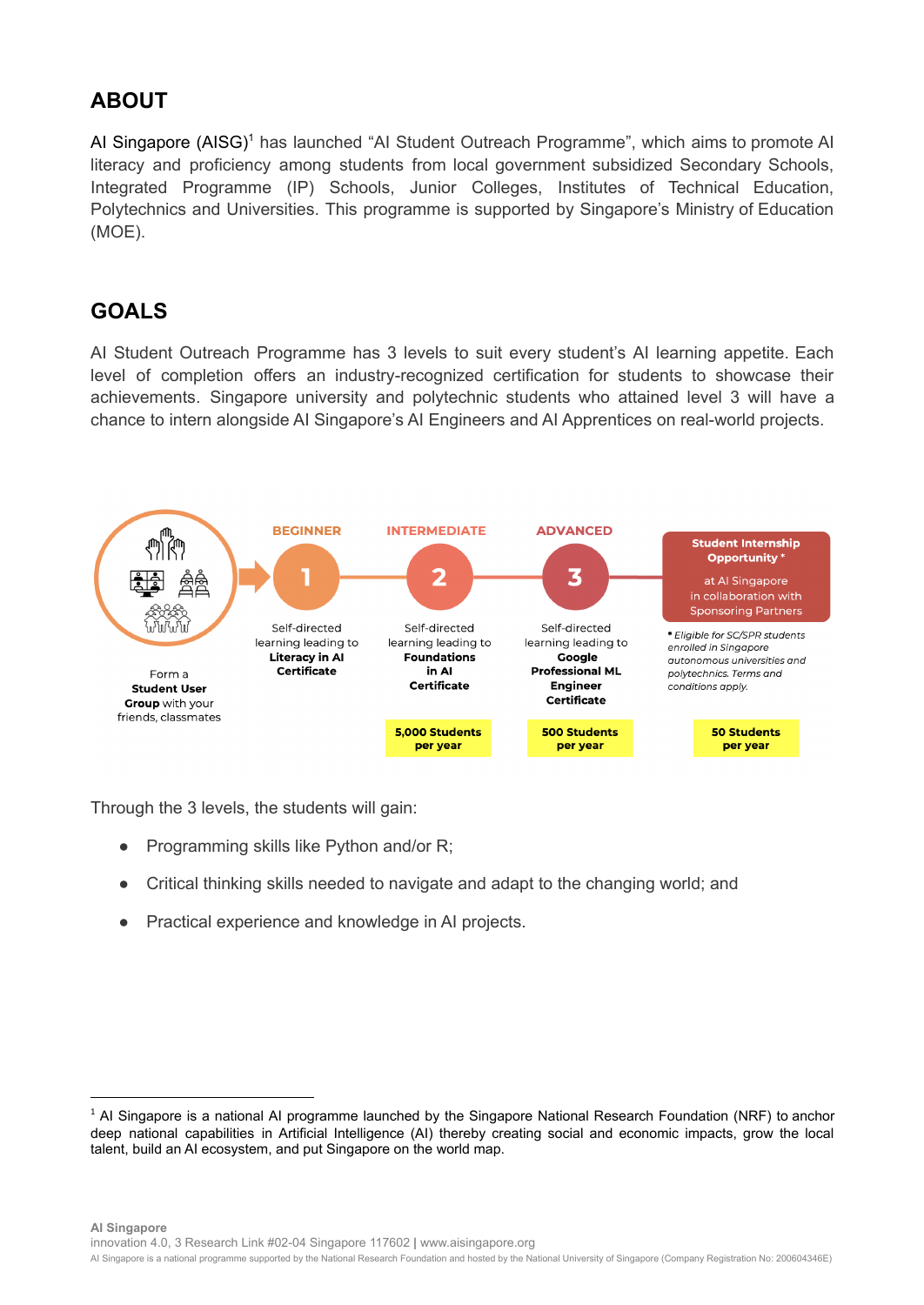## ABOUT

AI Singapore (AISG)[1] has launched "AI Student Outreach Programme", which aims to promote AI literacy and proficiency among students from local government subsidized Secondary Schools, Integrated Programme (IP) Schools, Junior Colleges, Institutes of Technical Education, Polytechnics and Universities. This programme is supported by Singapore's Ministry of Education (MOE).

## GOALS

AI Student Outreach Programme has 3 levels to suit every student's AI learning appetite. Each level of completion offers an industry-recognized certification for students to showcase their achievements. Singapore university and polytechnic students who attained level 3 will have a chance to intern alongside AI Singapore's AI Engineers and AI Apprentices on real-world projects.

Form a **Student User Group** with your friends, classmates

**BEGINNER** – 1: Self-directed learning leading to **Literacy in AI Certificate**

**INTERMEDIATE** – 2: Self-directed learning leading to **Foundations in AI Certificate** — **5,000 Students per year**

**ADVANCED** – 3: Self-directed learning leading to **Google Professional ML Engineer Certificate** — **500 Students per year**

**Student Internship Opportunity*** at AI Singapore in collaboration with Sponsoring Partners — **50 Students per year**

*\* Eligible for SC/SPR students enrolled in Singapore autonomous universities and polytechnics. Terms and conditions apply.*

Through the 3 levels, the students will gain:

- Programming skills like Python and/or R;
- Critical thinking skills needed to navigate and adapt to the changing world; and
- Practical experience and knowledge in AI projects.

---

[1] AI Singapore is a national AI programme launched by the Singapore National Research Foundation (NRF) to anchor deep national capabilities in Artificial Intelligence (AI) thereby creating social and economic impacts, grow the local talent, build an AI ecosystem, and put Singapore on the world map.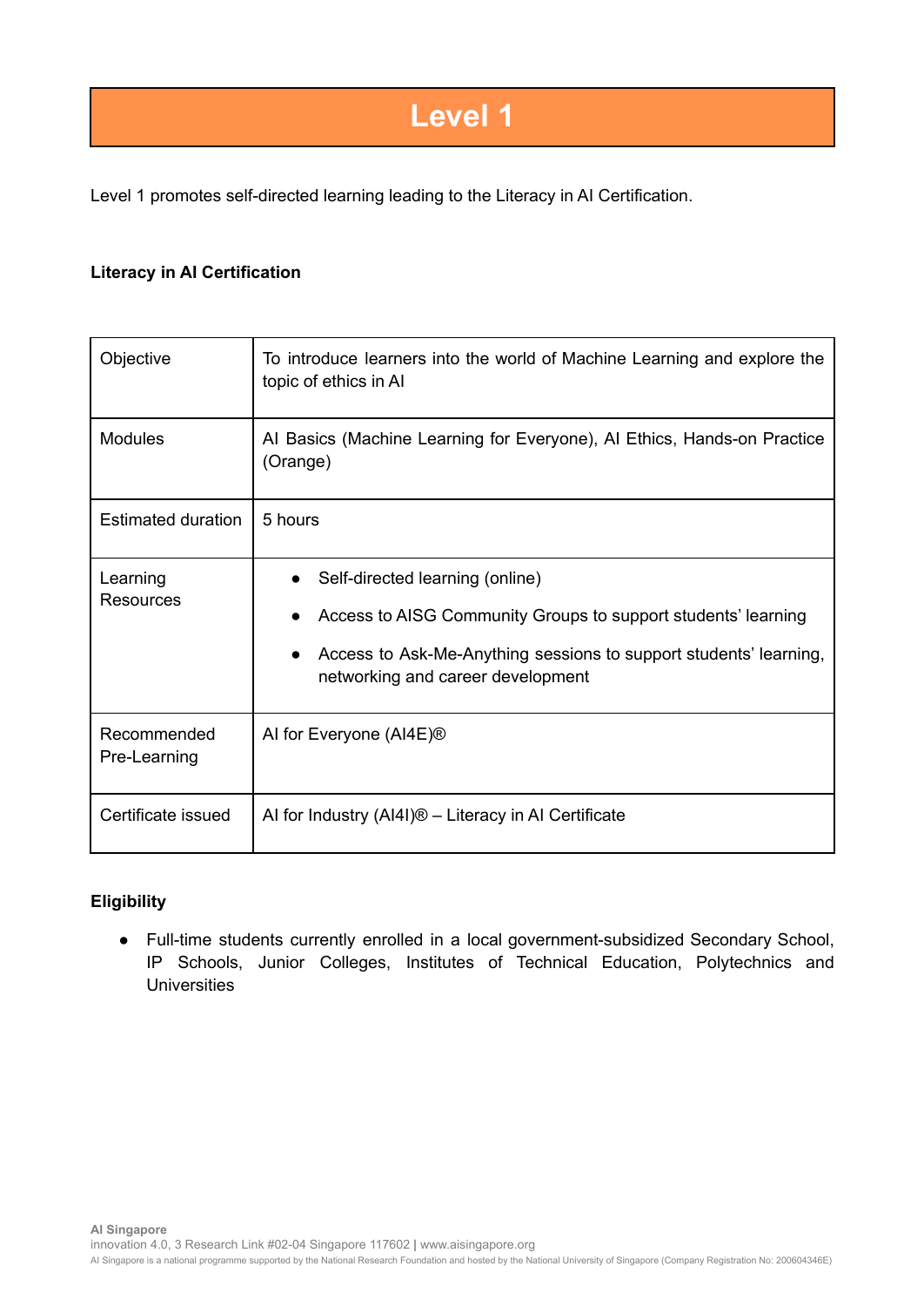# Level 1

Level 1 promotes self-directed learning leading to the Literacy in AI Certification.

**Literacy in AI Certification**

| | |
|---|---|
| Objective | To introduce learners into the world of Machine Learning and explore the topic of ethics in AI |
| Modules | AI Basics (Machine Learning for Everyone), AI Ethics, Hands-on Practice (Orange) |
| Estimated duration | 5 hours |
| Learning Resources | • Self-directed learning (online)<br>• Access to AISG Community Groups to support students' learning<br>• Access to Ask-Me-Anything sessions to support students' learning, networking and career development |
| Recommended Pre-Learning | AI for Everyone (AI4E)® |
| Certificate issued | AI for Industry (AI4I)® – Literacy in AI Certificate |

**Eligibility**

- Full-time students currently enrolled in a local government-subsidized Secondary School, IP Schools, Junior Colleges, Institutes of Technical Education, Polytechnics and Universities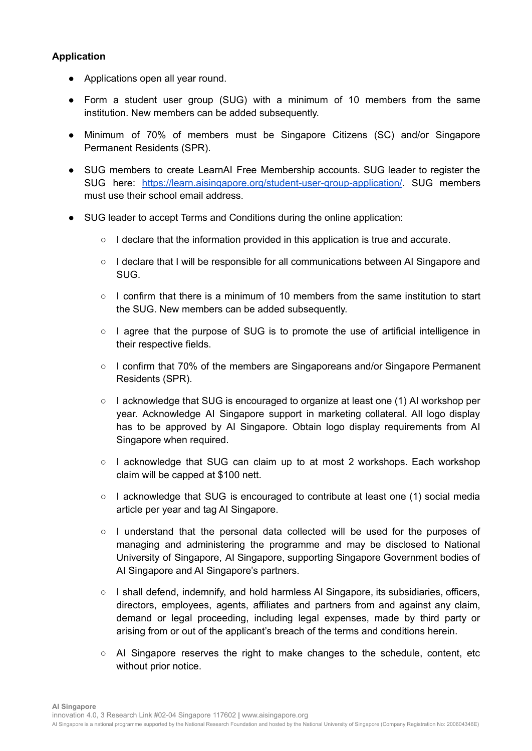**Application**

- Applications open all year round.
- Form a student user group (SUG) with a minimum of 10 members from the same institution. New members can be added subsequently.
- Minimum of 70% of members must be Singapore Citizens (SC) and/or Singapore Permanent Residents (SPR).
- SUG members to create LearnAI Free Membership accounts. SUG leader to register the SUG here: [https://learn.aisingapore.org/student-user-group-application/](https://learn.aisingapore.org/student-user-group-application/). SUG members must use their school email address.
- SUG leader to accept Terms and Conditions during the online application:
    - I declare that the information provided in this application is true and accurate.
    - I declare that I will be responsible for all communications between AI Singapore and SUG.
    - I confirm that there is a minimum of 10 members from the same institution to start the SUG. New members can be added subsequently.
    - I agree that the purpose of SUG is to promote the use of artificial intelligence in their respective fields.
    - I confirm that 70% of the members are Singaporeans and/or Singapore Permanent Residents (SPR).
    - I acknowledge that SUG is encouraged to organize at least one (1) AI workshop per year. Acknowledge AI Singapore support in marketing collateral. All logo display has to be approved by AI Singapore. Obtain logo display requirements from AI Singapore when required.
    - I acknowledge that SUG can claim up to at most 2 workshops. Each workshop claim will be capped at $100 nett.
    - I acknowledge that SUG is encouraged to contribute at least one (1) social media article per year and tag AI Singapore.
    - I understand that the personal data collected will be used for the purposes of managing and administering the programme and may be disclosed to National University of Singapore, AI Singapore, supporting Singapore Government bodies of AI Singapore and AI Singapore's partners.
    - I shall defend, indemnify, and hold harmless AI Singapore, its subsidiaries, officers, directors, employees, agents, affiliates and partners from and against any claim, demand or legal proceeding, including legal expenses, made by third party or arising from or out of the applicant's breach of the terms and conditions herein.
    - AI Singapore reserves the right to make changes to the schedule, content, etc without prior notice.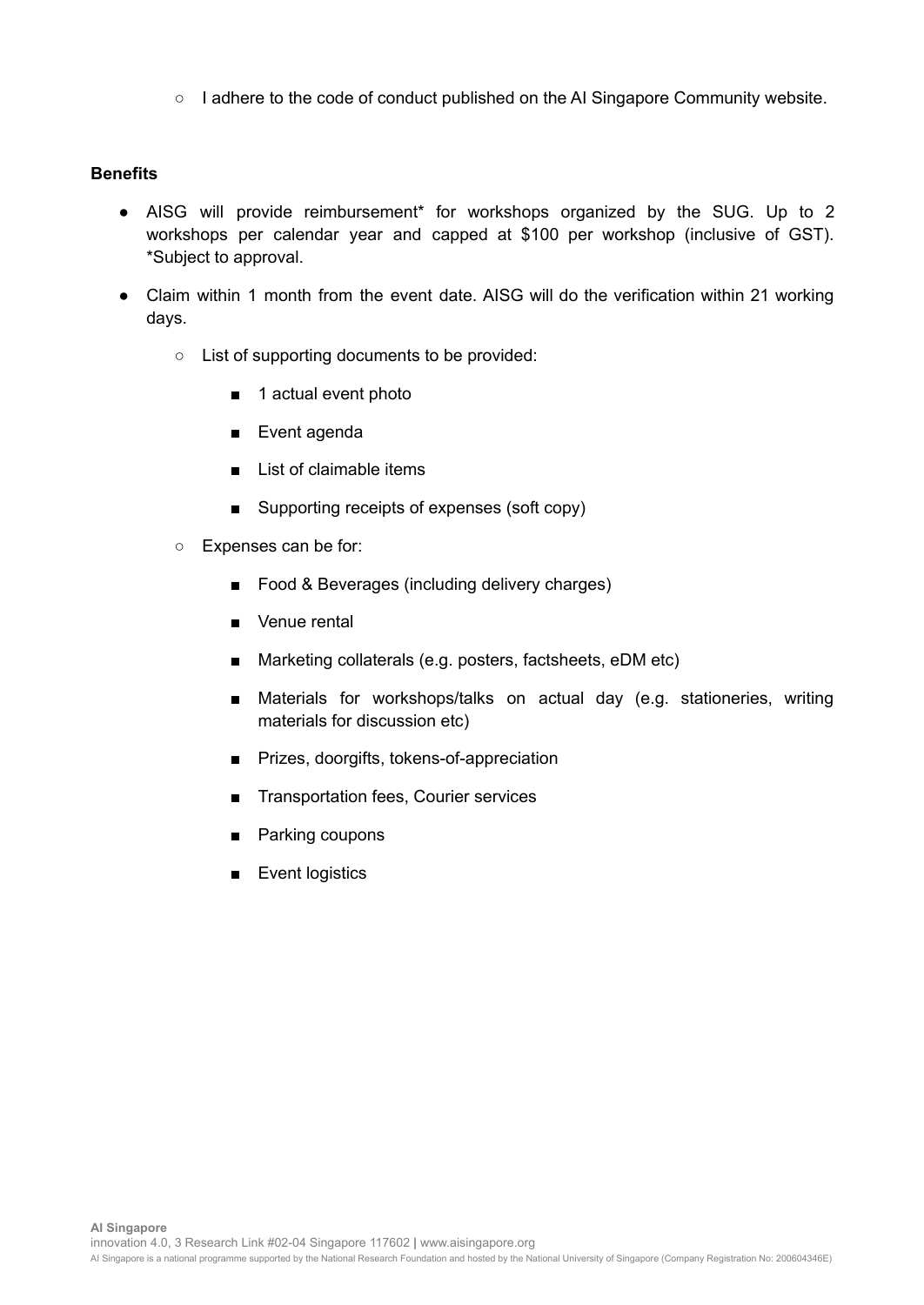- I adhere to the code of conduct published on the AI Singapore Community website.

**Benefits**

- AISG will provide reimbursement* for workshops organized by the SUG. Up to 2 workshops per calendar year and capped at $100 per workshop (inclusive of GST). *Subject to approval.
- Claim within 1 month from the event date. AISG will do the verification within 21 working days.
  - List of supporting documents to be provided:
    - 1 actual event photo
    - Event agenda
    - List of claimable items
    - Supporting receipts of expenses (soft copy)
  - Expenses can be for:
    - Food & Beverages (including delivery charges)
    - Venue rental
    - Marketing collaterals (e.g. posters, factsheets, eDM etc)
    - Materials for workshops/talks on actual day (e.g. stationeries, writing materials for discussion etc)
    - Prizes, doorgifts, tokens-of-appreciation
    - Transportation fees, Courier services
    - Parking coupons
    - Event logistics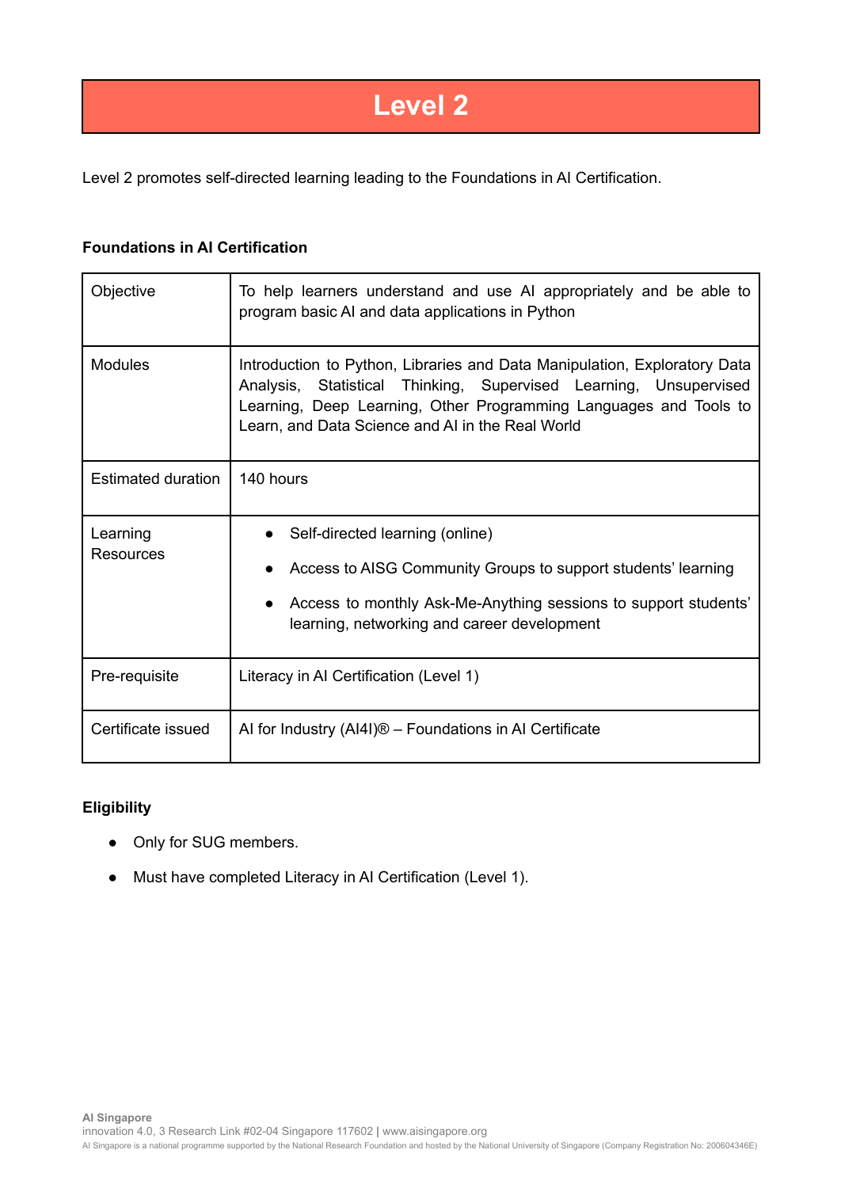# Level 2

Level 2 promotes self-directed learning leading to the Foundations in AI Certification.

**Foundations in AI Certification**

| | |
|---|---|
| Objective | To help learners understand and use AI appropriately and be able to program basic AI and data applications in Python |
| Modules | Introduction to Python, Libraries and Data Manipulation, Exploratory Data Analysis, Statistical Thinking, Supervised Learning, Unsupervised Learning, Deep Learning, Other Programming Languages and Tools to Learn, and Data Science and AI in the Real World |
| Estimated duration | 140 hours |
| Learning Resources | • Self-directed learning (online)<br>• Access to AISG Community Groups to support students' learning<br>• Access to monthly Ask-Me-Anything sessions to support students' learning, networking and career development |
| Pre-requisite | Literacy in AI Certification (Level 1) |
| Certificate issued | AI for Industry (AI4I)® – Foundations in AI Certificate |

**Eligibility**

- Only for SUG members.
- Must have completed Literacy in AI Certification (Level 1).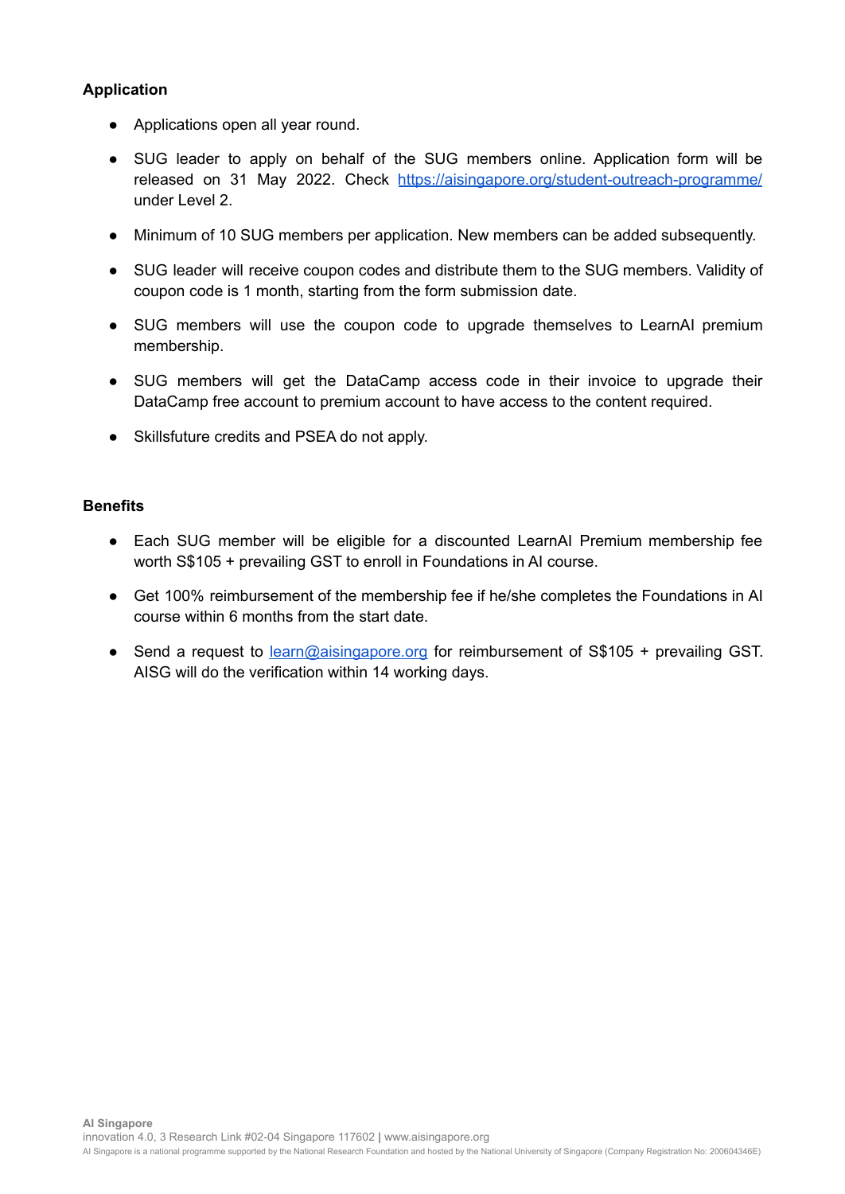**Application**

- Applications open all year round.
- SUG leader to apply on behalf of the SUG members online. Application form will be released on 31 May 2022. Check [https://aisingapore.org/student-outreach-programme/](https://aisingapore.org/student-outreach-programme/) under Level 2.
- Minimum of 10 SUG members per application. New members can be added subsequently.
- SUG leader will receive coupon codes and distribute them to the SUG members. Validity of coupon code is 1 month, starting from the form submission date.
- SUG members will use the coupon code to upgrade themselves to LearnAI premium membership.
- SUG members will get the DataCamp access code in their invoice to upgrade their DataCamp free account to premium account to have access to the content required.
- Skillsfuture credits and PSEA do not apply.

**Benefits**

- Each SUG member will be eligible for a discounted LearnAI Premium membership fee worth S$105 + prevailing GST to enroll in Foundations in AI course.
- Get 100% reimbursement of the membership fee if he/she completes the Foundations in AI course within 6 months from the start date.
- Send a request to [learn@aisingapore.org](mailto:learn@aisingapore.org) for reimbursement of S$105 + prevailing GST. AISG will do the verification within 14 working days.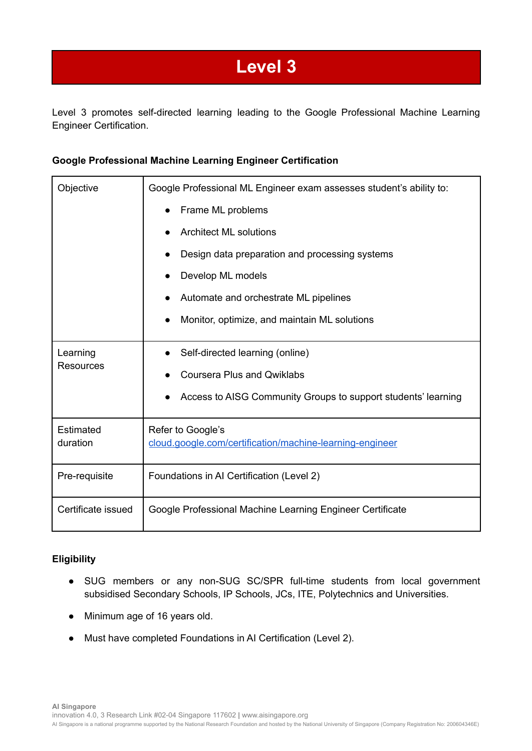# Level 3

Level 3 promotes self-directed learning leading to the Google Professional Machine Learning Engineer Certification.

**Google Professional Machine Learning Engineer Certification**

| | |
|---|---|
| Objective | Google Professional ML Engineer exam assesses student's ability to:<br>• Frame ML problems<br>• Architect ML solutions<br>• Design data preparation and processing systems<br>• Develop ML models<br>• Automate and orchestrate ML pipelines<br>• Monitor, optimize, and maintain ML solutions |
| Learning Resources | • Self-directed learning (online)<br>• Coursera Plus and Qwiklabs<br>• Access to AISG Community Groups to support students' learning |
| Estimated duration | Refer to Google's [cloud.google.com/certification/machine-learning-engineer](https://cloud.google.com/certification/machine-learning-engineer) |
| Pre-requisite | Foundations in AI Certification (Level 2) |
| Certificate issued | Google Professional Machine Learning Engineer Certificate |

**Eligibility**

- SUG members or any non-SUG SC/SPR full-time students from local government subsidised Secondary Schools, IP Schools, JCs, ITE, Polytechnics and Universities.
- Minimum age of 16 years old.
- Must have completed Foundations in AI Certification (Level 2).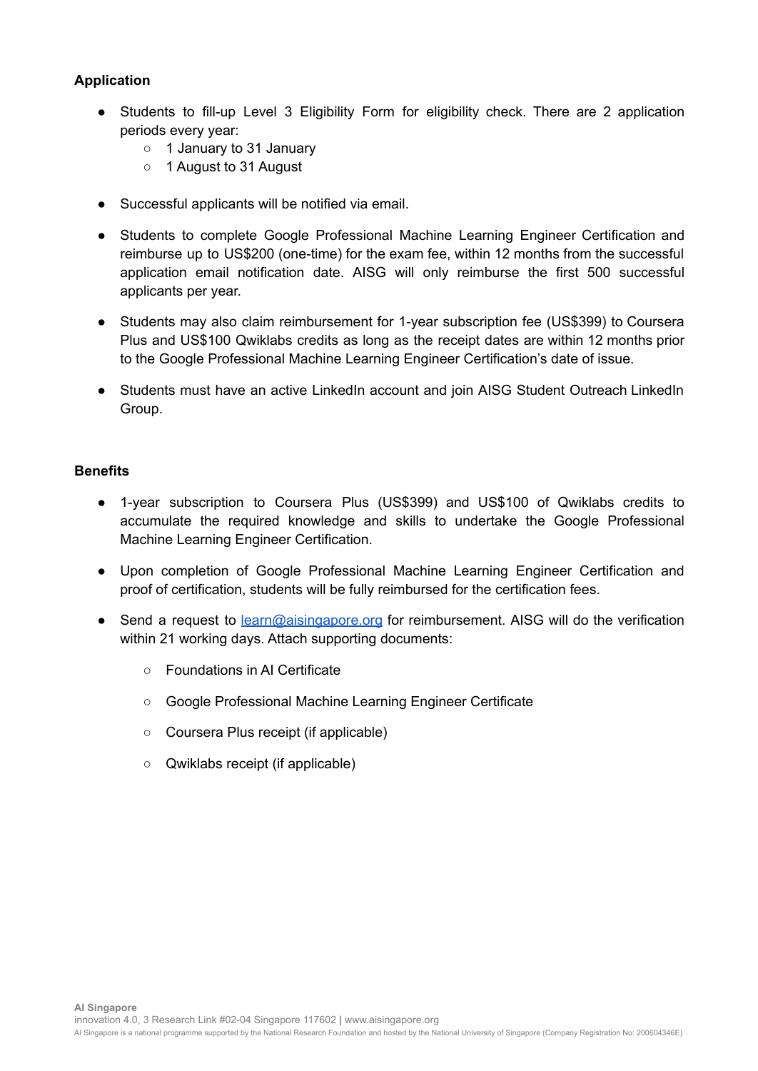**Application**

- Students to fill-up Level 3 Eligibility Form for eligibility check. There are 2 application periods every year:
  - 1 January to 31 January
  - 1 August to 31 August
- Successful applicants will be notified via email.
- Students to complete Google Professional Machine Learning Engineer Certification and reimburse up to US$200 (one-time) for the exam fee, within 12 months from the successful application email notification date. AISG will only reimburse the first 500 successful applicants per year.
- Students may also claim reimbursement for 1-year subscription fee (US$399) to Coursera Plus and US$100 Qwiklabs credits as long as the receipt dates are within 12 months prior to the Google Professional Machine Learning Engineer Certification's date of issue.
- Students must have an active LinkedIn account and join AISG Student Outreach LinkedIn Group.

**Benefits**

- 1-year subscription to Coursera Plus (US$399) and US$100 of Qwiklabs credits to accumulate the required knowledge and skills to undertake the Google Professional Machine Learning Engineer Certification.
- Upon completion of Google Professional Machine Learning Engineer Certification and proof of certification, students will be fully reimbursed for the certification fees.
- Send a request to [learn@aisingapore.org](mailto:learn@aisingapore.org) for reimbursement. AISG will do the verification within 21 working days. Attach supporting documents:
  - Foundations in AI Certificate
  - Google Professional Machine Learning Engineer Certificate
  - Coursera Plus receipt (if applicable)
  - Qwiklabs receipt (if applicable)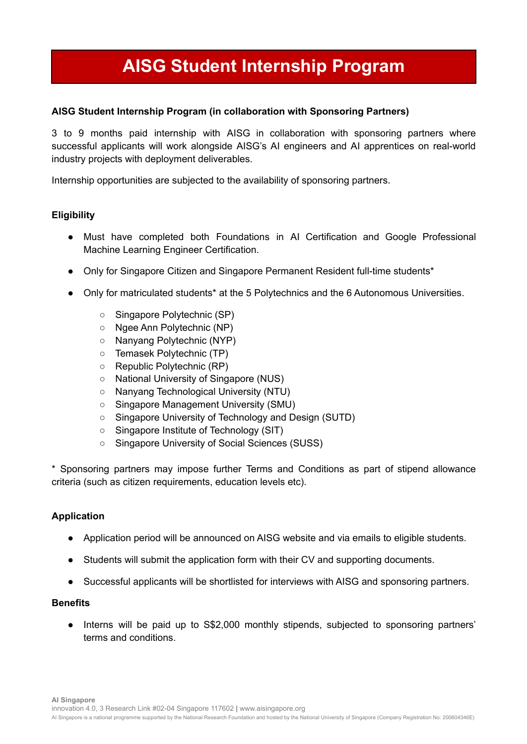# AISG Student Internship Program

**AISG Student Internship Program (in collaboration with Sponsoring Partners)**

3 to 9 months paid internship with AISG in collaboration with sponsoring partners where successful applicants will work alongside AISG's AI engineers and AI apprentices on real-world industry projects with deployment deliverables.

Internship opportunities are subjected to the availability of sponsoring partners.

**Eligibility**

- Must have completed both Foundations in AI Certification and Google Professional Machine Learning Engineer Certification.
- Only for Singapore Citizen and Singapore Permanent Resident full-time students*
- Only for matriculated students* at the 5 Polytechnics and the 6 Autonomous Universities.
  - Singapore Polytechnic (SP)
  - Ngee Ann Polytechnic (NP)
  - Nanyang Polytechnic (NYP)
  - Temasek Polytechnic (TP)
  - Republic Polytechnic (RP)
  - National University of Singapore (NUS)
  - Nanyang Technological University (NTU)
  - Singapore Management University (SMU)
  - Singapore University of Technology and Design (SUTD)
  - Singapore Institute of Technology (SIT)
  - Singapore University of Social Sciences (SUSS)

* Sponsoring partners may impose further Terms and Conditions as part of stipend allowance criteria (such as citizen requirements, education levels etc).

**Application**

- Application period will be announced on AISG website and via emails to eligible students.
- Students will submit the application form with their CV and supporting documents.
- Successful applicants will be shortlisted for interviews with AISG and sponsoring partners.

**Benefits**

- Interns will be paid up to S$2,000 monthly stipends, subjected to sponsoring partners' terms and conditions.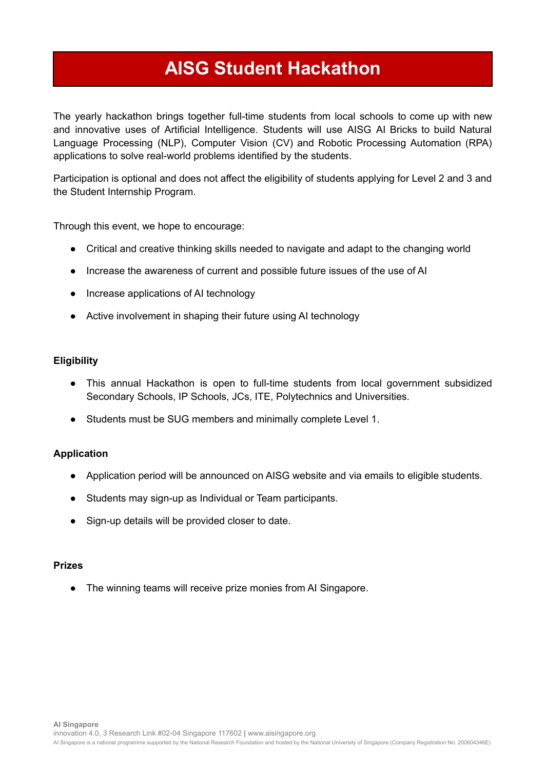# AISG Student Hackathon

The yearly hackathon brings together full-time students from local schools to come up with new and innovative uses of Artificial Intelligence. Students will use AISG AI Bricks to build Natural Language Processing (NLP), Computer Vision (CV) and Robotic Processing Automation (RPA) applications to solve real-world problems identified by the students.

Participation is optional and does not affect the eligibility of students applying for Level 2 and 3 and the Student Internship Program.

Through this event, we hope to encourage:

- Critical and creative thinking skills needed to navigate and adapt to the changing world
- Increase the awareness of current and possible future issues of the use of AI
- Increase applications of AI technology
- Active involvement in shaping their future using AI technology

**Eligibility**

- This annual Hackathon is open to full-time students from local government subsidized Secondary Schools, IP Schools, JCs, ITE, Polytechnics and Universities.
- Students must be SUG members and minimally complete Level 1.

**Application**

- Application period will be announced on AISG website and via emails to eligible students.
- Students may sign-up as Individual or Team participants.
- Sign-up details will be provided closer to date.

**Prizes**

- The winning teams will receive prize monies from AI Singapore.